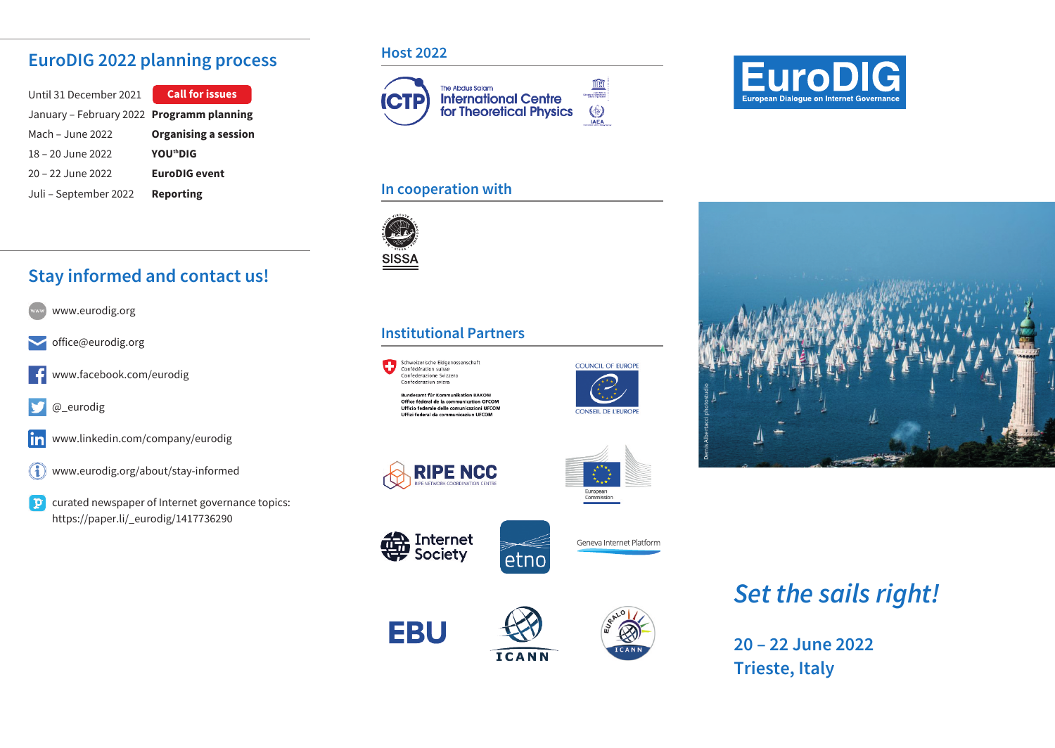## EuroDIG 2022 planning process

| | |
|---|---|
| Until 31 December 2021 | **Call for issues** |
| January – February 2022 | **Programm planning** |
| Mach – June 2022 | **Organising a session** |
| 18 – 20 June 2022 | **YOU[th]DIG** |
| 20 – 22 June 2022 | **EuroDIG event** |
| Juli – September 2022 | **Reporting** |

## Stay informed and contact us!

- www.eurodig.org
- office@eurodig.org
- www.facebook.com/eurodig
- @_eurodig
- www.linkedin.com/company/eurodig
- www.eurodig.org/about/stay-informed
- curated newspaper of Internet governance topics: https://paper.li/_eurodig/1417736290

## Host 2022

ICTP – The Abdus Salam International Centre for Theoretical Physics

## In cooperation with

SISSA

## Institutional Partners

Schweizerische Eidgenossenschaft
Confédération suisse
Confederazione Svizzera
Confederaziun svizra

Bundesamt für Kommunikation BAKOM
Office fédéral de la communication OFCOM
Ufficio federale delle comunicazioni UFCOM
Uffizi federal da communicaziun UFCOM

COUNCIL OF EUROPE – CONSEIL DE L'EUROPE

RIPE NCC – RIPE NETWORK COORDINATION CENTRE

European Commission

Internet Society

etno

Geneva Internet Platform

EBU

ICANN

EURALO ICANN

# EuroDIG
European Dialogue on Internet Governance

Denis Albertacci photostudio

*Set the sails right!*

**20 – 22 June 2022**
**Trieste, Italy**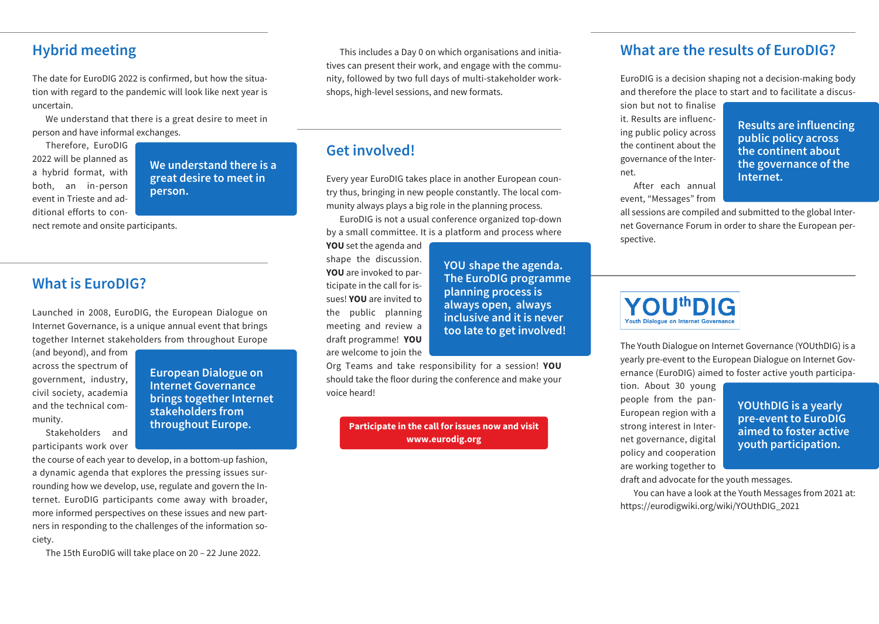## Hybrid meeting

The date for EuroDIG 2022 is confirmed, but how the situation with regard to the pandemic will look like next year is uncertain.

We understand that there is a great desire to meet in person and have informal exchanges.

Therefore, EuroDIG 2022 will be planned as a hybrid format, with both, an in-person event in Trieste and additional efforts to connect remote and onsite participants.

**We understand there is a great desire to meet in person.**

## What is EuroDIG?

Launched in 2008, EuroDIG, the European Dialogue on Internet Governance, is a unique annual event that brings together Internet stakeholders from throughout Europe (and beyond), and from across the spectrum of government, industry, civil society, academia and the technical community.

**European Dialogue on Internet Governance brings together Internet stakeholders from throughout Europe.**

Stakeholders and participants work over the course of each year to develop, in a bottom-up fashion, a dynamic agenda that explores the pressing issues surrounding how we develop, use, regulate and govern the Internet. EuroDIG participants come away with broader, more informed perspectives on these issues and new partners in responding to the challenges of the information society.

The 15th EuroDIG will take place on 20 – 22 June 2022.

This includes a Day 0 on which organisations and initiatives can present their work, and engage with the community, followed by two full days of multi-stakeholder workshops, high-level sessions, and new formats.

## Get involved!

Every year EuroDIG takes place in another European country thus, bringing in new people constantly. The local community always plays a big role in the planning process.

EuroDIG is not a usual conference organized top-down by a small committee. It is a platform and process where **YOU** set the agenda and shape the discussion. **YOU** are invoked to participate in the call for issues! **YOU** are invited to the public planning meeting and review a draft programme! **YOU** are welcome to join the Org Teams and take responsibility for a session! **YOU** should take the floor during the conference and make your voice heard!

**YOU shape the agenda. The EuroDIG programme planning process is always open, always inclusive and it is never too late to get involved!**

**Participate in the call for issues now and visit www.eurodig.org**

## What are the results of EuroDIG?

EuroDIG is a decision shaping not a decision-making body and therefore the place to start and to facilitate a discussion but not to finalise it. Results are influencing public policy across the continent about the governance of the Internet.

After each annual event, "Messages" from all sessions are compiled and submitted to the global Internet Governance Forum in order to share the European perspective.

**Results are influencing public policy across the continent about the governance of the Internet.**

YOUthDIG
Youth Dialogue on Internet Governance

The Youth Dialogue on Internet Governance (YOUthDIG) is a yearly pre-event to the European Dialogue on Internet Governance (EuroDIG) aimed to foster active youth participation. About 30 young people from the pan-European region with a strong interest in Internet governance, digital policy and cooperation are working together to draft and advocate for the youth messages.

**YOUthDIG is a yearly pre-event to EuroDIG aimed to foster active youth participation.**

You can have a look at the Youth Messages from 2021 at: https://eurodigwiki.org/wiki/YOUthDIG_2021